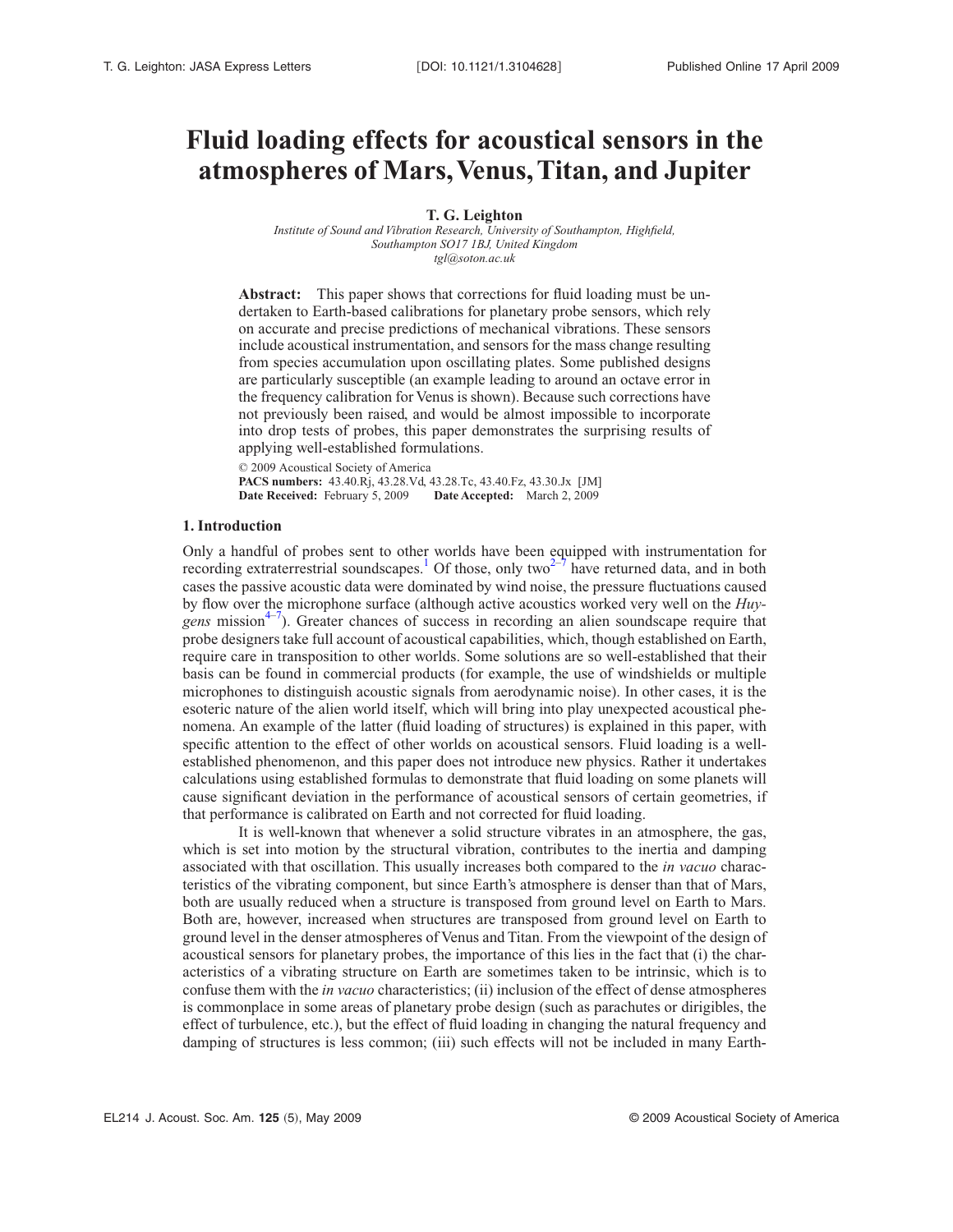# Fluid loading effects for acoustical sensors in the atmospheres of Mars, Venus, Titan, and Jupiter

**T. G. Leighton**

*Institute of Sound and Vibration Research, University of Southampton, Highfield, Southampton SO17 1BJ, United Kingdom*
*tgl@soton.ac.uk*

**Abstract:** This paper shows that corrections for fluid loading must be undertaken to Earth-based calibrations for planetary probe sensors, which rely on accurate and precise predictions of mechanical vibrations. These sensors include acoustical instrumentation, and sensors for the mass change resulting from species accumulation upon oscillating plates. Some published designs are particularly susceptible (an example leading to around an octave error in the frequency calibration for Venus is shown). Because such corrections have not previously been raised, and would be almost impossible to incorporate into drop tests of probes, this paper demonstrates the surprising results of applying well-established formulations.

© 2009 Acoustical Society of America
**PACS numbers:** 43.40.Rj, 43.28.Vd, 43.28.Tc, 43.40.Fz, 43.30.Jx [JM]
**Date Received:** February 5, 2009 **Date Accepted:** March 2, 2009

## 1. Introduction

Only a handful of probes sent to other worlds have been equipped with instrumentation for recording extraterrestrial soundscapes.[1] Of those, only two[2–7] have returned data, and in both cases the passive acoustic data were dominated by wind noise, the pressure fluctuations caused by flow over the microphone surface (although active acoustics worked very well on the *Huygens* mission[4–7]). Greater chances of success in recording an alien soundscape require that probe designers take full account of acoustical capabilities, which, though established on Earth, require care in transposition to other worlds. Some solutions are so well-established that their basis can be found in commercial products (for example, the use of windshields or multiple microphones to distinguish acoustic signals from aerodynamic noise). In other cases, it is the esoteric nature of the alien world itself, which will bring into play unexpected acoustical phenomena. An example of the latter (fluid loading of structures) is explained in this paper, with specific attention to the effect of other worlds on acoustical sensors. Fluid loading is a well-established phenomenon, and this paper does not introduce new physics. Rather it undertakes calculations using established formulas to demonstrate that fluid loading on some planets will cause significant deviation in the performance of acoustical sensors of certain geometries, if that performance is calibrated on Earth and not corrected for fluid loading.

It is well-known that whenever a solid structure vibrates in an atmosphere, the gas, which is set into motion by the structural vibration, contributes to the inertia and damping associated with that oscillation. This usually increases both compared to the *in vacuo* characteristics of the vibrating component, but since Earth's atmosphere is denser than that of Mars, both are usually reduced when a structure is transposed from ground level on Earth to Mars. Both are, however, increased when structures are transposed from ground level on Earth to ground level in the denser atmospheres of Venus and Titan. From the viewpoint of the design of acoustical sensors for planetary probes, the importance of this lies in the fact that (i) the characteristics of a vibrating structure on Earth are sometimes taken to be intrinsic, which is to confuse them with the *in vacuo* characteristics; (ii) inclusion of the effect of dense atmospheres is commonplace in some areas of planetary probe design (such as parachutes or dirigibles, the effect of turbulence, etc.), but the effect of fluid loading in changing the natural frequency and damping of structures is less common; (iii) such effects will not be included in many Earth-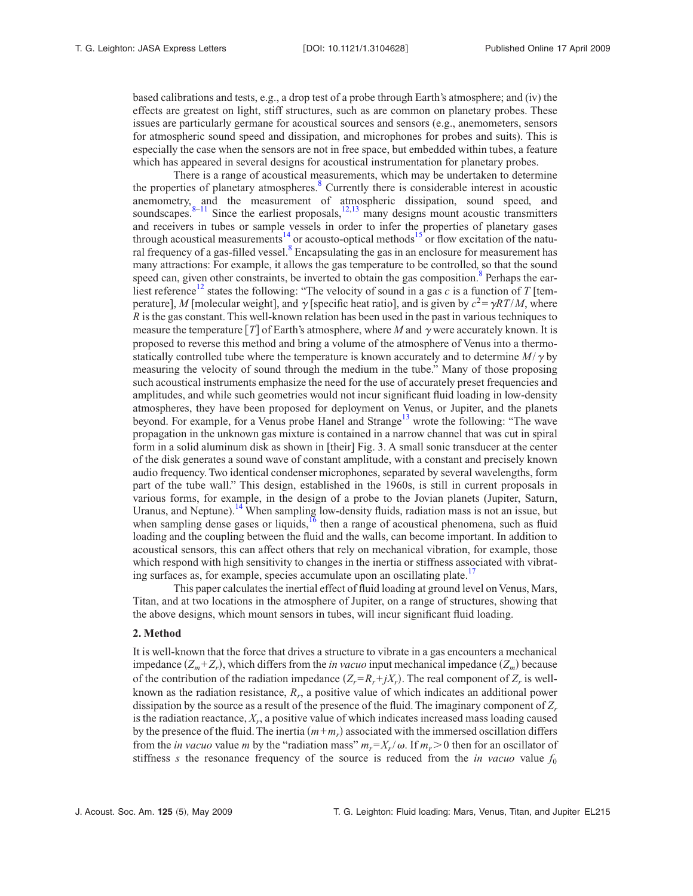based calibrations and tests, e.g., a drop test of a probe through Earth's atmosphere; and (iv) the effects are greatest on light, stiff structures, such as are common on planetary probes. These issues are particularly germane for acoustical sources and sensors (e.g., anemometers, sensors for atmospheric sound speed and dissipation, and microphones for probes and suits). This is especially the case when the sensors are not in free space, but embedded within tubes, a feature which has appeared in several designs for acoustical instrumentation for planetary probes.

There is a range of acoustical measurements, which may be undertaken to determine the properties of planetary atmospheres.[8] Currently there is considerable interest in acoustic anemometry, and the measurement of atmospheric dissipation, sound speed, and soundscapes.[8–11] Since the earliest proposals,[12,13] many designs mount acoustic transmitters and receivers in tubes or sample vessels in order to infer the properties of planetary gases through acoustical measurements[14] or acousto-optical methods[15] or flow excitation of the natural frequency of a gas-filled vessel.[8] Encapsulating the gas in an enclosure for measurement has many attractions: For example, it allows the gas temperature to be controlled, so that the sound speed can, given other constraints, be inverted to obtain the gas composition.[8] Perhaps the earliest reference[12] states the following: "The velocity of sound in a gas $c$ is a function of $T$ [temperature], $M$ [molecular weight], and $\gamma$ [specific heat ratio], and is given by $c^2 = \gamma RT/M$, where $R$ is the gas constant. This well-known relation has been used in the past in various techniques to measure the temperature [$T$] of Earth's atmosphere, where $M$ and $\gamma$ were accurately known. It is proposed to reverse this method and bring a volume of the atmosphere of Venus into a thermostatically controlled tube where the temperature is known accurately and to determine $M/\gamma$ by measuring the velocity of sound through the medium in the tube." Many of those proposing such acoustical instruments emphasize the need for the use of accurately preset frequencies and amplitudes, and while such geometries would not incur significant fluid loading in low-density atmospheres, they have been proposed for deployment on Venus, or Jupiter, and the planets beyond. For example, for a Venus probe Hanel and Strange[13] wrote the following: "The wave propagation in the unknown gas mixture is contained in a narrow channel that was cut in spiral form in a solid aluminum disk as shown in [their] Fig. 3. A small sonic transducer at the center of the disk generates a sound wave of constant amplitude, with a constant and precisely known audio frequency. Two identical condenser microphones, separated by several wavelengths, form part of the tube wall." This design, established in the 1960s, is still in current proposals in various forms, for example, in the design of a probe to the Jovian planets (Jupiter, Saturn, Uranus, and Neptune).[14] When sampling low-density fluids, radiation mass is not an issue, but when sampling dense gases or liquids,[16] then a range of acoustical phenomena, such as fluid loading and the coupling between the fluid and the walls, can become important. In addition to acoustical sensors, this can affect others that rely on mechanical vibration, for example, those which respond with high sensitivity to changes in the inertia or stiffness associated with vibrating surfaces as, for example, species accumulate upon an oscillating plate.[17]

This paper calculates the inertial effect of fluid loading at ground level on Venus, Mars, Titan, and at two locations in the atmosphere of Jupiter, on a range of structures, showing that the above designs, which mount sensors in tubes, will incur significant fluid loading.

## 2. Method

It is well-known that the force that drives a structure to vibrate in a gas encounters a mechanical impedance ($Z_m + Z_r$), which differs from the *in vacuo* input mechanical impedance ($Z_m$) because of the contribution of the radiation impedance ($Z_r = R_r + jX_r$). The real component of $Z_r$ is well-known as the radiation resistance, $R_r$, a positive value of which indicates an additional power dissipation by the source as a result of the presence of the fluid. The imaginary component of $Z_r$ is the radiation reactance, $X_r$, a positive value of which indicates increased mass loading caused by the presence of the fluid. The inertia ($m + m_r$) associated with the immersed oscillation differs from the *in vacuo* value $m$ by the "radiation mass" $m_r = X_r/\omega$. If $m_r > 0$ then for an oscillator of stiffness $s$ the resonance frequency of the source is reduced from the *in vacuo* value $f_0$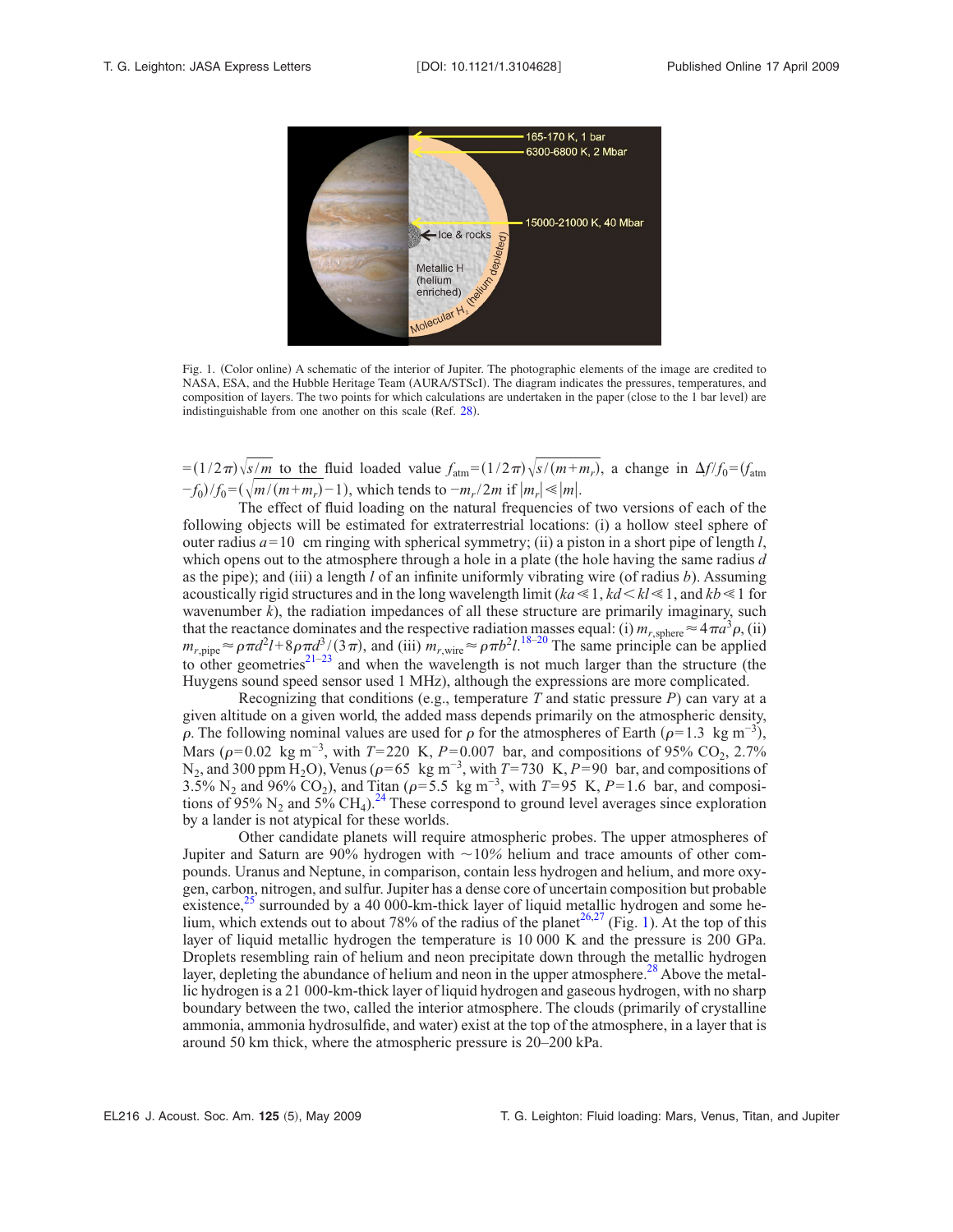Fig. 1. (Color online) A schematic of the interior of Jupiter. The photographic elements of the image are credited to NASA, ESA, and the Hubble Heritage Team (AURA/STScI). The diagram indicates the pressures, temperatures, and composition of layers. The two points for which calculations are undertaken in the paper (close to the 1 bar level) are indistinguishable from one another on this scale (Ref. 28).

$=(1/2\pi)\sqrt{s/m}$ to the fluid loaded value $f_{\mathrm{atm}}=(1/2\pi)\sqrt{s/(m+m_r)}$, a change in $\Delta f/f_0=(f_{\mathrm{atm}}-f_0)/f_0=(\sqrt{m/(m+m_r)}-1)$, which tends to $-m_r/2m$ if $|m_r|\ll|m|$.

The effect of fluid loading on the natural frequencies of two versions of each of the following objects will be estimated for extraterrestrial locations: (i) a hollow steel sphere of outer radius $a=10$ cm ringing with spherical symmetry; (ii) a piston in a short pipe of length $l$, which opens out to the atmosphere through a hole in a plate (the hole having the same radius $d$ as the pipe); and (iii) a length $l$ of an infinite uniformly vibrating wire (of radius $b$). Assuming acoustically rigid structures and in the long wavelength limit ($ka\ll 1$, $kd<kl\ll 1$, and $kb\ll 1$ for wavenumber $k$), the radiation impedances of all these structure are primarily imaginary, such that the reactance dominates and the respective radiation masses equal: (i) $m_{r,\mathrm{sphere}}\approx 4\pi a^3\rho$, (ii) $m_{r,\mathrm{pipe}}\approx\rho\pi d^2 l+8\rho\pi d^3/(3\pi)$, and (iii) $m_{r,\mathrm{wire}}\approx\rho\pi b^2 l$.[18–20] The same principle can be applied to other geometries[21–23] and when the wavelength is not much larger than the structure (the Huygens sound speed sensor used 1 MHz), although the expressions are more complicated.

Recognizing that conditions (e.g., temperature $T$ and static pressure $P$) can vary at a given altitude on a given world, the added mass depends primarily on the atmospheric density, $\rho$. The following nominal values are used for $\rho$ for the atmospheres of Earth ($\rho=1.3$ kg m$^{-3}$), Mars ($\rho=0.02$ kg m$^{-3}$, with $T=220$ K, $P=0.007$ bar, and compositions of 95% $CO_2$, 2.7% $N_2$, and 300 ppm $H_2O$), Venus ($\rho=65$ kg m$^{-3}$, with $T=730$ K, $P=90$ bar, and compositions of 3.5% $N_2$ and 96% $CO_2$), and Titan ($\rho=5.5$ kg m$^{-3}$, with $T=95$ K, $P=1.6$ bar, and compositions of 95% $N_2$ and 5% $CH_4$).[24] These correspond to ground level averages since exploration by a lander is not atypical for these worlds.

Other candidate planets will require atmospheric probes. The upper atmospheres of Jupiter and Saturn are 90% hydrogen with ~10% helium and trace amounts of other compounds. Uranus and Neptune, in comparison, contain less hydrogen and helium, and more oxygen, carbon, nitrogen, and sulfur. Jupiter has a dense core of uncertain composition but probable existence,[25] surrounded by a 40 000-km-thick layer of liquid metallic hydrogen and some helium, which extends out to about 78% of the radius of the planet[26,27] (Fig. 1). At the top of this layer of liquid metallic hydrogen the temperature is 10 000 K and the pressure is 200 GPa. Droplets resembling rain of helium and neon precipitate down through the metallic hydrogen layer, depleting the abundance of helium and neon in the upper atmosphere.[28] Above the metallic hydrogen is a 21 000-km-thick layer of liquid hydrogen and gaseous hydrogen, with no sharp boundary between the two, called the interior atmosphere. The clouds (primarily of crystalline ammonia, ammonia hydrosulfide, and water) exist at the top of the atmosphere, in a layer that is around 50 km thick, where the atmospheric pressure is 20–200 kPa.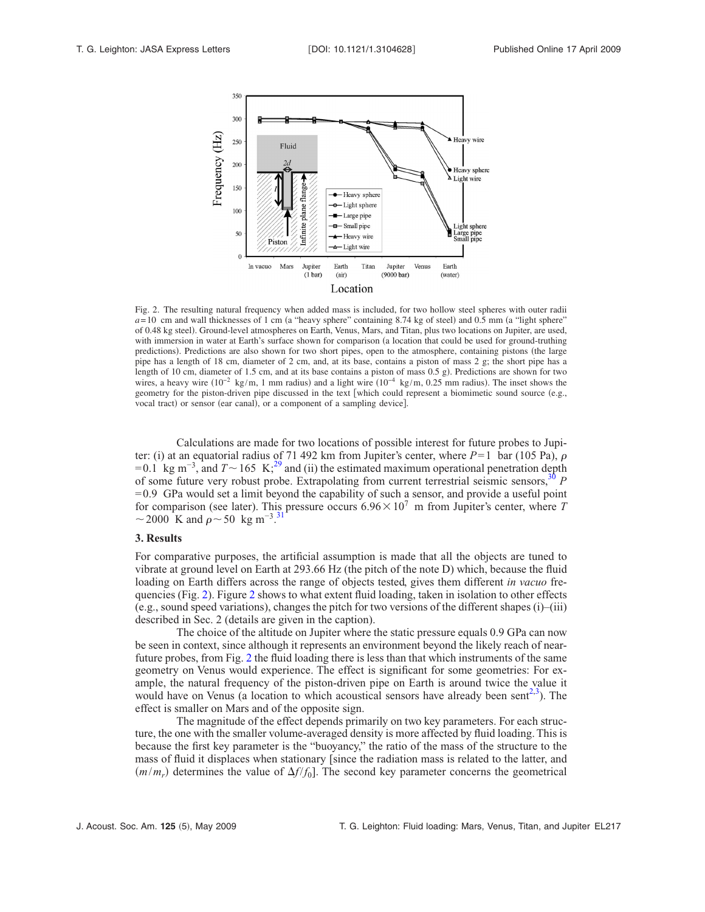Fig. 2. The resulting natural frequency when added mass is included, for two hollow steel spheres with outer radii $a=10$ cm and wall thicknesses of 1 cm (a "heavy sphere" containing 8.74 kg of steel) and 0.5 mm (a "light sphere" of 0.48 kg steel). Ground-level atmospheres on Earth, Venus, Mars, and Titan, plus two locations on Jupiter, are used, with immersion in water at Earth's surface shown for comparison (a location that could be used for ground-truthing predictions). Predictions are also shown for two short pipes, open to the atmosphere, containing pistons (the large pipe has a length of 18 cm, diameter of 2 cm, and, at its base, contains a piston of mass 2 g; the short pipe has a length of 10 cm, diameter of 1.5 cm, and at its base contains a piston of mass 0.5 g). Predictions are shown for two wires, a heavy wire ($10^{-2}$ kg/m, 1 mm radius) and a light wire ($10^{-4}$ kg/m, 0.25 mm radius). The inset shows the geometry for the piston-driven pipe discussed in the text [which could represent a biomimetic sound source (e.g., vocal tract) or sensor (ear canal), or a component of a sampling device].

Calculations are made for two locations of possible interest for future probes to Jupiter: (i) at an equatorial radius of 71 492 km from Jupiter's center, where $P=1$ bar ($10^5$ Pa), $\rho=0.1$ kg m$^{-3}$, and $T\sim 165$ K;[29] and (ii) the estimated maximum operational penetration depth of some future very robust probe. Extrapolating from current terrestrial seismic sensors,[30] $P=0.9$ GPa would set a limit beyond the capability of such a sensor, and provide a useful point for comparison (see later). This pressure occurs $6.96\times 10^7$ m from Jupiter's center, where $T\sim 2000$ K and $\rho\sim 50$ kg m$^{-3}$.[31]

### 3. Results

For comparative purposes, the artificial assumption is made that all the objects are tuned to vibrate at ground level on Earth at 293.66 Hz (the pitch of the note D) which, because the fluid loading on Earth differs across the range of objects tested, gives them different *in vacuo* frequencies (Fig. 2). Figure 2 shows to what extent fluid loading, taken in isolation to other effects (e.g., sound speed variations), changes the pitch for two versions of the different shapes (i)–(iii) described in Sec. 2 (details are given in the caption).

The choice of the altitude on Jupiter where the static pressure equals 0.9 GPa can now be seen in context, since although it represents an environment beyond the likely reach of near-future probes, from Fig. 2 the fluid loading there is less than that which instruments of the same geometry on Venus would experience. The effect is significant for some geometries: For example, the natural frequency of the piston-driven pipe on Earth is around twice the value it would have on Venus (a location to which acoustical sensors have already been sent[2,3]). The effect is smaller on Mars and of the opposite sign.

The magnitude of the effect depends primarily on two key parameters. For each structure, the one with the smaller volume-averaged density is more affected by fluid loading. This is because the first key parameter is the "buoyancy," the ratio of the mass of the structure to the mass of fluid it displaces when stationary [since the radiation mass is related to the latter, and $(m/m_r)$ determines the value of $\Delta f/f_0$]. The second key parameter concerns the geometrical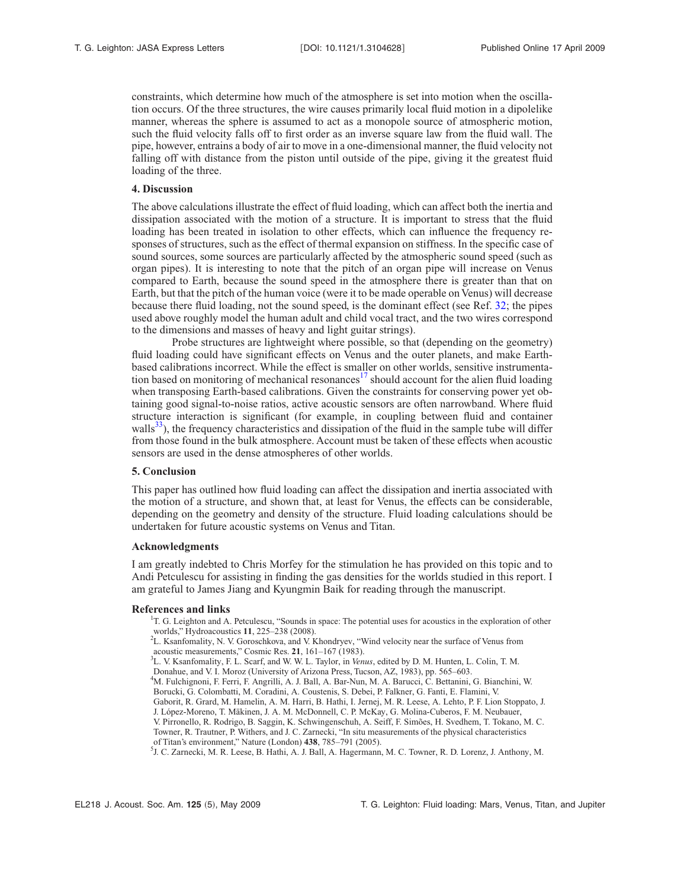constraints, which determine how much of the atmosphere is set into motion when the oscillation occurs. Of the three structures, the wire causes primarily local fluid motion in a dipolelike manner, whereas the sphere is assumed to act as a monopole source of atmospheric motion, such the fluid velocity falls off to first order as an inverse square law from the fluid wall. The pipe, however, entrains a body of air to move in a one-dimensional manner, the fluid velocity not falling off with distance from the piston until outside of the pipe, giving it the greatest fluid loading of the three.

## 4. Discussion

The above calculations illustrate the effect of fluid loading, which can affect both the inertia and dissipation associated with the motion of a structure. It is important to stress that the fluid loading has been treated in isolation to other effects, which can influence the frequency responses of structures, such as the effect of thermal expansion on stiffness. In the specific case of sound sources, some sources are particularly affected by the atmospheric sound speed (such as organ pipes). It is interesting to note that the pitch of an organ pipe will increase on Venus compared to Earth, because the sound speed in the atmosphere there is greater than that on Earth, but that the pitch of the human voice (were it to be made operable on Venus) will decrease because there fluid loading, not the sound speed, is the dominant effect (see Ref. 32; the pipes used above roughly model the human adult and child vocal tract, and the two wires correspond to the dimensions and masses of heavy and light guitar strings).

Probe structures are lightweight where possible, so that (depending on the geometry) fluid loading could have significant effects on Venus and the outer planets, and make Earth-based calibrations incorrect. While the effect is smaller on other worlds, sensitive instrumentation based on monitoring of mechanical resonances[17] should account for the alien fluid loading when transposing Earth-based calibrations. Given the constraints for conserving power yet obtaining good signal-to-noise ratios, active acoustic sensors are often narrowband. Where fluid structure interaction is significant (for example, in coupling between fluid and container walls[33]), the frequency characteristics and dissipation of the fluid in the sample tube will differ from those found in the bulk atmosphere. Account must be taken of these effects when acoustic sensors are used in the dense atmospheres of other worlds.

## 5. Conclusion

This paper has outlined how fluid loading can affect the dissipation and inertia associated with the motion of a structure, and shown that, at least for Venus, the effects can be considerable, depending on the geometry and density of the structure. Fluid loading calculations should be undertaken for future acoustic systems on Venus and Titan.

### Acknowledgments

I am greatly indebted to Chris Morfey for the stimulation he has provided on this topic and to Andi Petculescu for assisting in finding the gas densities for the worlds studied in this report. I am grateful to James Jiang and Kyungmin Baik for reading through the manuscript.

### References and links

[1] T. G. Leighton and A. Petculescu, "Sounds in space: The potential uses for acoustics in the exploration of other worlds," Hydroacoustics **11**, 225–238 (2008).

[2] L. Ksanfomality, N. V. Goroschkova, and V. Khondryev, "Wind velocity near the surface of Venus from acoustic measurements," Cosmic Res. **21**, 161–167 (1983).

[3] L. V. Ksanfomality, F. L. Scarf, and W. W. L. Taylor, in *Venus*, edited by D. M. Hunten, L. Colin, T. M. Donahue, and V. I. Moroz (University of Arizona Press, Tucson, AZ, 1983), pp. 565–603.

[4] M. Fulchignoni, F. Ferri, F. Angrilli, A. J. Ball, A. Bar-Nun, M. A. Barucci, C. Bettanini, G. Bianchini, W. Borucki, G. Colombatti, M. Coradini, A. Coustenis, S. Debei, P. Falkner, G. Fanti, E. Flamini, V. Gaborit, R. Grard, M. Hamelin, A. M. Harri, B. Hathi, I. Jernej, M. R. Leese, A. Lehto, P. F. Lion Stoppato, J. J. López-Moreno, T. Mäkinen, J. A. M. McDonnell, C. P. McKay, G. Molina-Cuberos, F. M. Neubauer, V. Pirronello, R. Rodrigo, B. Saggin, K. Schwingenschuh, A. Seiff, F. Simões, H. Svedhem, T. Tokano, M. C. Towner, R. Trautner, P. Withers, and J. C. Zarnecki, "In situ measurements of the physical characteristics of Titan's environment," Nature (London) **438**, 785–791 (2005).

[5] J. C. Zarnecki, M. R. Leese, B. Hathi, A. J. Ball, A. Hagermann, M. C. Towner, R. D. Lorenz, J. Anthony, M.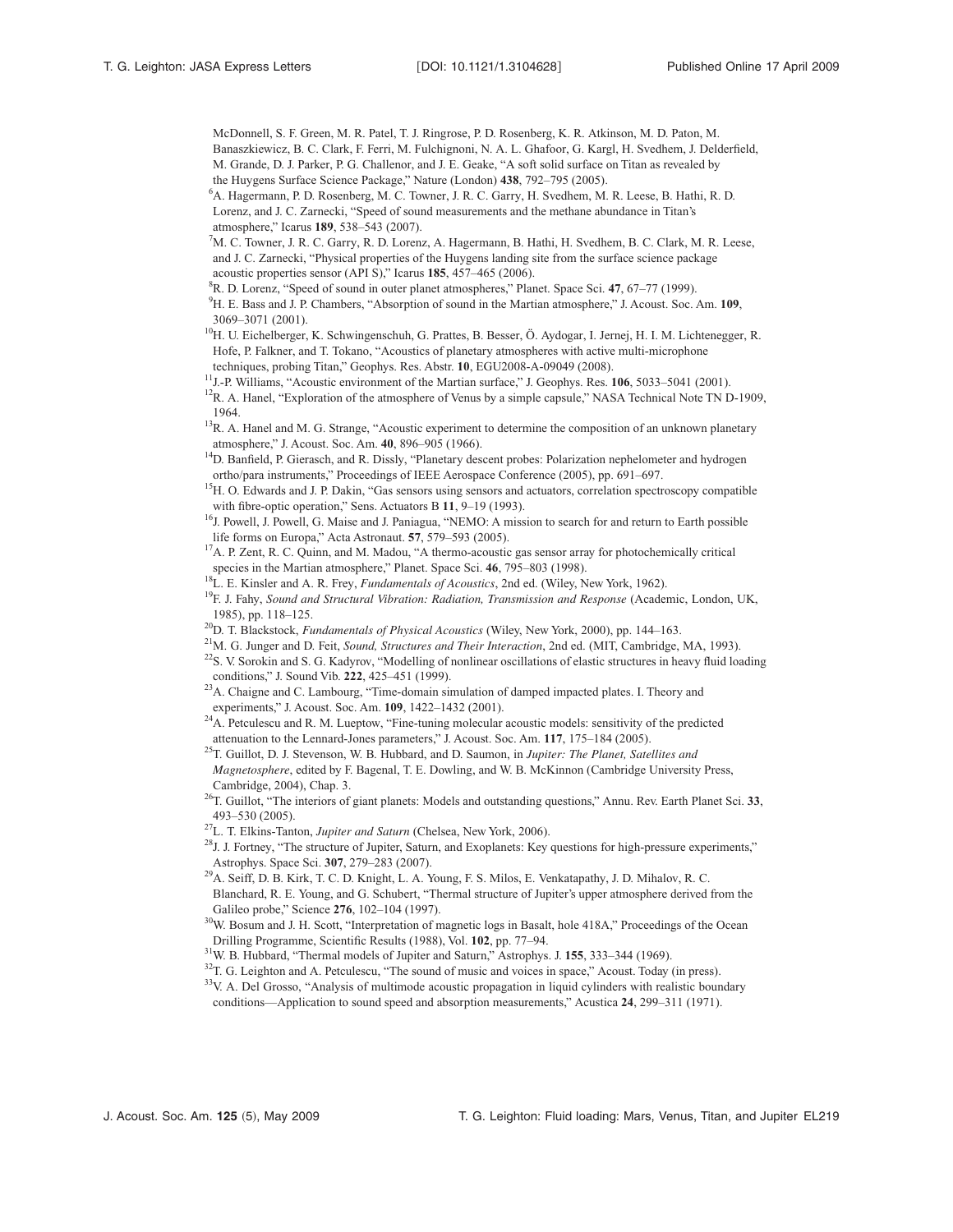McDonnell, S. F. Green, M. R. Patel, T. J. Ringrose, P. D. Rosenberg, K. R. Atkinson, M. D. Paton, M. Banaszkiewicz, B. C. Clark, F. Ferri, M. Fulchignoni, N. A. L. Ghafoor, G. Kargl, H. Svedhem, J. Delderfield, M. Grande, D. J. Parker, P. G. Challenor, and J. E. Geake, "A soft solid surface on Titan as revealed by the Huygens Surface Science Package," Nature (London) **438**, 792–795 (2005).

[6]A. Hagermann, P. D. Rosenberg, M. C. Towner, J. R. C. Garry, H. Svedhem, M. R. Leese, B. Hathi, R. D. Lorenz, and J. C. Zarnecki, "Speed of sound measurements and the methane abundance in Titan's atmosphere," Icarus **189**, 538–543 (2007).

[7]M. C. Towner, J. R. C. Garry, R. D. Lorenz, A. Hagermann, B. Hathi, H. Svedhem, B. C. Clark, M. R. Leese, and J. C. Zarnecki, "Physical properties of the Huygens landing site from the surface science package acoustic properties sensor (API S)," Icarus **185**, 457–465 (2006).

[8]R. D. Lorenz, "Speed of sound in outer planet atmospheres," Planet. Space Sci. **47**, 67–77 (1999).

[9]H. E. Bass and J. P. Chambers, "Absorption of sound in the Martian atmosphere," J. Acoust. Soc. Am. **109**, 3069–3071 (2001).

[10]H. U. Eichelberger, K. Schwingenschuh, G. Prattes, B. Besser, Ö. Aydogar, I. Jernej, H. I. M. Lichtenegger, R. Hofe, P. Falkner, and T. Tokano, "Acoustics of planetary atmospheres with active multi-microphone techniques, probing Titan," Geophys. Res. Abstr. **10**, EGU2008-A-09049 (2008).

[11]J.-P. Williams, "Acoustic environment of the Martian surface," J. Geophys. Res. **106**, 5033–5041 (2001).

[12]R. A. Hanel, "Exploration of the atmosphere of Venus by a simple capsule," NASA Technical Note TN D-1909, 1964.

[13]R. A. Hanel and M. G. Strange, "Acoustic experiment to determine the composition of an unknown planetary atmosphere," J. Acoust. Soc. Am. **40**, 896–905 (1966).

[14]D. Banfield, P. Gierasch, and R. Dissly, "Planetary descent probes: Polarization nephelometer and hydrogen ortho/para instruments," Proceedings of IEEE Aerospace Conference (2005), pp. 691–697.

[15]H. O. Edwards and J. P. Dakin, "Gas sensors using sensors and actuators, correlation spectroscopy compatible with fibre-optic operation," Sens. Actuators B **11**, 9–19 (1993).

[16]J. Powell, J. Powell, G. Maise and J. Paniagua, "NEMO: A mission to search for and return to Earth possible life forms on Europa," Acta Astronaut. **57**, 579–593 (2005).

[17]A. P. Zent, R. C. Quinn, and M. Madou, "A thermo-acoustic gas sensor array for photochemically critical species in the Martian atmosphere," Planet. Space Sci. **46**, 795–803 (1998).

[18]L. E. Kinsler and A. R. Frey, *Fundamentals of Acoustics*, 2nd ed. (Wiley, New York, 1962).

[19]F. J. Fahy, *Sound and Structural Vibration: Radiation, Transmission and Response* (Academic, London, UK, 1985), pp. 118–125.

[20]D. T. Blackstock, *Fundamentals of Physical Acoustics* (Wiley, New York, 2000), pp. 144–163.

[21]M. G. Junger and D. Feit, *Sound, Structures and Their Interaction*, 2nd ed. (MIT, Cambridge, MA, 1993).

[22]S. V. Sorokin and S. G. Kadyrov, "Modelling of nonlinear oscillations of elastic structures in heavy fluid loading conditions," J. Sound Vib. **222**, 425–451 (1999).

[23]A. Chaigne and C. Lambourg, "Time-domain simulation of damped impacted plates. I. Theory and experiments," J. Acoust. Soc. Am. **109**, 1422–1432 (2001).

[24]A. Petculescu and R. M. Lueptow, "Fine-tuning molecular acoustic models: sensitivity of the predicted attenuation to the Lennard-Jones parameters," J. Acoust. Soc. Am. **117**, 175–184 (2005).

[25]T. Guillot, D. J. Stevenson, W. B. Hubbard, and D. Saumon, in *Jupiter: The Planet, Satellites and Magnetosphere*, edited by F. Bagenal, T. E. Dowling, and W. B. McKinnon (Cambridge University Press, Cambridge, 2004), Chap. 3.

[26]T. Guillot, "The interiors of giant planets: Models and outstanding questions," Annu. Rev. Earth Planet Sci. **33**, 493–530 (2005).

[27]L. T. Elkins-Tanton, *Jupiter and Saturn* (Chelsea, New York, 2006).

[28]J. J. Fortney, "The structure of Jupiter, Saturn, and Exoplanets: Key questions for high-pressure experiments," Astrophys. Space Sci. **307**, 279–283 (2007).

[29]A. Seiff, D. B. Kirk, T. C. D. Knight, L. A. Young, F. S. Milos, E. Venkatapathy, J. D. Mihalov, R. C. Blanchard, R. E. Young, and G. Schubert, "Thermal structure of Jupiter's upper atmosphere derived from the Galileo probe," Science **276**, 102–104 (1997).

[30]W. Bosum and J. H. Scott, "Interpretation of magnetic logs in Basalt, hole 418A," Proceedings of the Ocean Drilling Programme, Scientific Results (1988), Vol. **102**, pp. 77–94.

[31]W. B. Hubbard, "Thermal models of Jupiter and Saturn," Astrophys. J. **155**, 333–344 (1969).

[32]T. G. Leighton and A. Petculescu, "The sound of music and voices in space," Acoust. Today (in press).

[33]V. A. Del Grosso, "Analysis of multimode acoustic propagation in liquid cylinders with realistic boundary conditions—Application to sound speed and absorption measurements," Acustica **24**, 299–311 (1971).